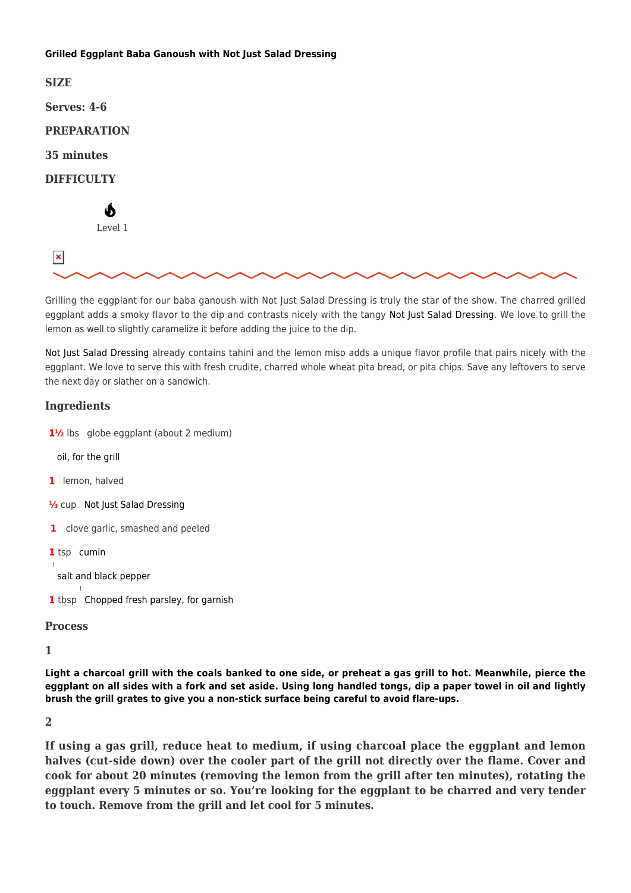**Grilled Eggplant Baba Ganoush with Not Just Salad Dressing**

**SIZE**

**Serves: 4-6**

**PREPARATION**

**35 minutes**

**DIFFICULTY**

Level 1

Grilling the eggplant for our baba ganoush with Not Just Salad Dressing is truly the star of the show. The charred grilled eggplant adds a smoky flavor to the dip and contrasts nicely with the tangy Not Just Salad Dressing. We love to grill the lemon as well to slightly caramelize it before adding the juice to the dip.

Not Just Salad Dressing already contains tahini and the lemon miso adds a unique flavor profile that pairs nicely with the eggplant. We love to serve this with fresh crudite, charred whole wheat pita bread, or pita chips. Save any leftovers to serve the next day or slather on a sandwich.

## Ingredients

- **1½** lbs globe eggplant (about 2 medium)
- oil, for the grill
- **1** lemon, halved
- **⅓** cup Not Just Salad Dressing
- **1** clove garlic, smashed and peeled
- **1** tsp cumin
- salt and black pepper
- **1** tbsp Chopped fresh parsley, for garnish

## Process

**1**

**Light a charcoal grill with the coals banked to one side, or preheat a gas grill to hot. Meanwhile, pierce the eggplant on all sides with a fork and set aside. Using long handled tongs, dip a paper towel in oil and lightly brush the grill grates to give you a non-stick surface being careful to avoid flare-ups.**

**2**

**If using a gas grill, reduce heat to medium, if using charcoal place the eggplant and lemon halves (cut-side down) over the cooler part of the grill not directly over the flame. Cover and cook for about 20 minutes (removing the lemon from the grill after ten minutes), rotating the eggplant every 5 minutes or so. You're looking for the eggplant to be charred and very tender to touch. Remove from the grill and let cool for 5 minutes.**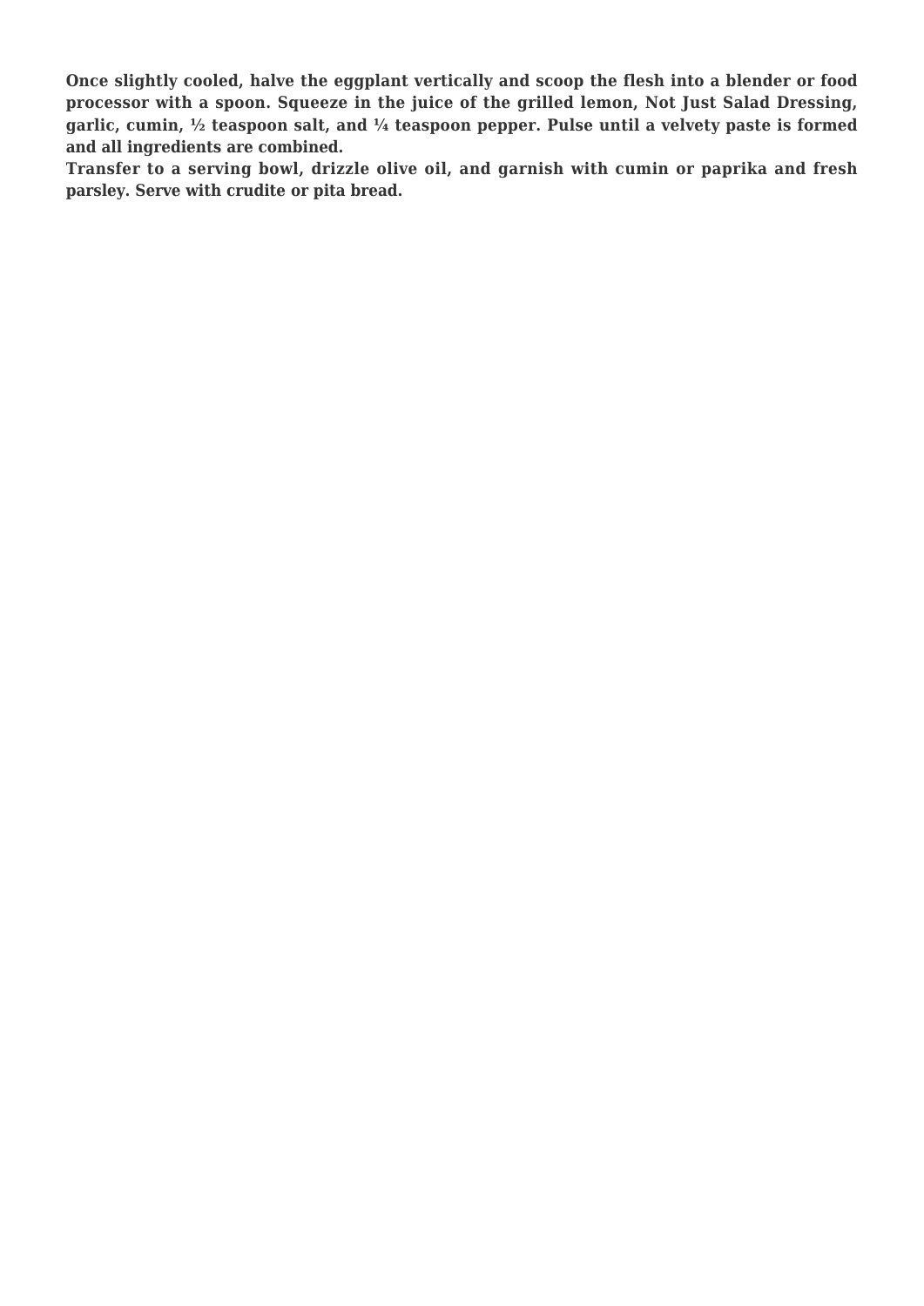**Once slightly cooled, halve the eggplant vertically and scoop the flesh into a blender or food processor with a spoon. Squeeze in the juice of the grilled lemon, Not Just Salad Dressing, garlic, cumin, ½ teaspoon salt, and ¼ teaspoon pepper. Pulse until a velvety paste is formed and all ingredients are combined.**

**Transfer to a serving bowl, drizzle olive oil, and garnish with cumin or paprika and fresh parsley. Serve with crudite or pita bread.**